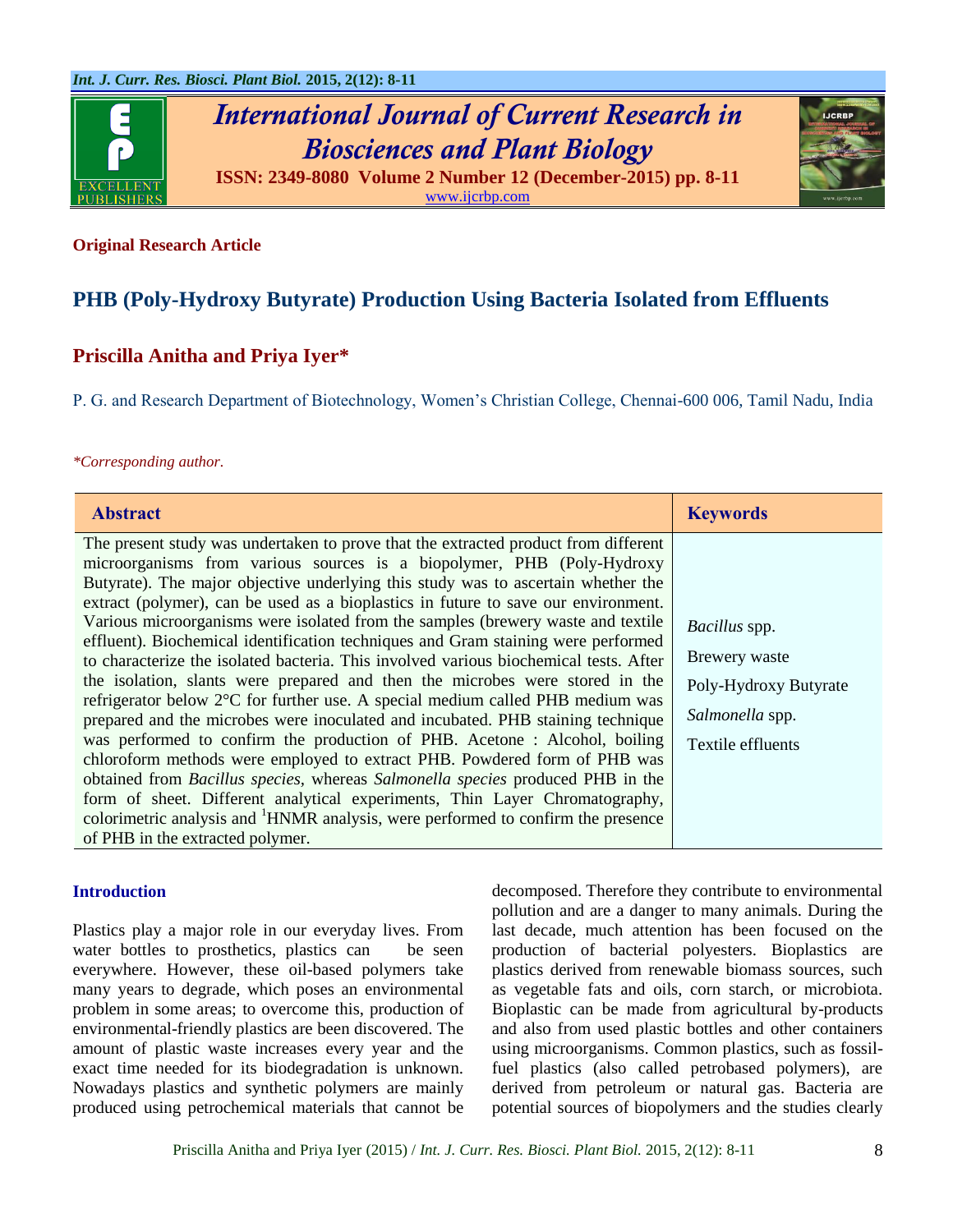**Original Research Article**

# PHB (Poly-Hydroxy Butyrate) Production Using Bacteria Isolated from Effluents

**Priscilla Anitha and Priya Iyer***

P. G. and Research Department of Biotechnology, Women's Christian College, Chennai-600 006, Tamil Nadu, India

*\*Corresponding author.*

| Abstract | Keywords |
|---|---|
| The present study was undertaken to prove that the extracted product from different microorganisms from various sources is a biopolymer, PHB (Poly-Hydroxy Butyrate). The major objective underlying this study was to ascertain whether the extract (polymer), can be used as a bioplastics in future to save our environment. Various microorganisms were isolated from the samples (brewery waste and textile effluent). Biochemical identification techniques and Gram staining were performed to characterize the isolated bacteria. This involved various biochemical tests. After the isolation, slants were prepared and then the microbes were stored in the refrigerator below 2°C for further use. A special medium called PHB medium was prepared and the microbes were inoculated and incubated. PHB staining technique was performed to confirm the production of PHB. Acetone : Alcohol, boiling chloroform methods were employed to extract PHB. Powdered form of PHB was obtained from *Bacillus species,* whereas *Salmonella species* produced PHB in the form of sheet. Different analytical experiments, Thin Layer Chromatography, colorimetric analysis and $^{1}$HNMR analysis, were performed to confirm the presence of PHB in the extracted polymer. | *Bacillus* spp.<br>Brewery waste<br>Poly-Hydroxy Butyrate<br>*Salmonella* spp.<br>Textile effluents |

## Introduction

Plastics play a major role in our everyday lives. From water bottles to prosthetics, plastics can be seen everywhere. However, these oil-based polymers take many years to degrade, which poses an environmental problem in some areas; to overcome this, production of environmental-friendly plastics are been discovered. The amount of plastic waste increases every year and the exact time needed for its biodegradation is unknown. Nowadays plastics and synthetic polymers are mainly produced using petrochemical materials that cannot be decomposed. Therefore they contribute to environmental pollution and are a danger to many animals. During the last decade, much attention has been focused on the production of bacterial polyesters. Bioplastics are plastics derived from renewable biomass sources, such as vegetable fats and oils, corn starch, or microbiota. Bioplastic can be made from agricultural by-products and also from used plastic bottles and other containers using microorganisms. Common plastics, such as fossil-fuel plastics (also called petrobased polymers), are derived from petroleum or natural gas. Bacteria are potential sources of biopolymers and the studies clearly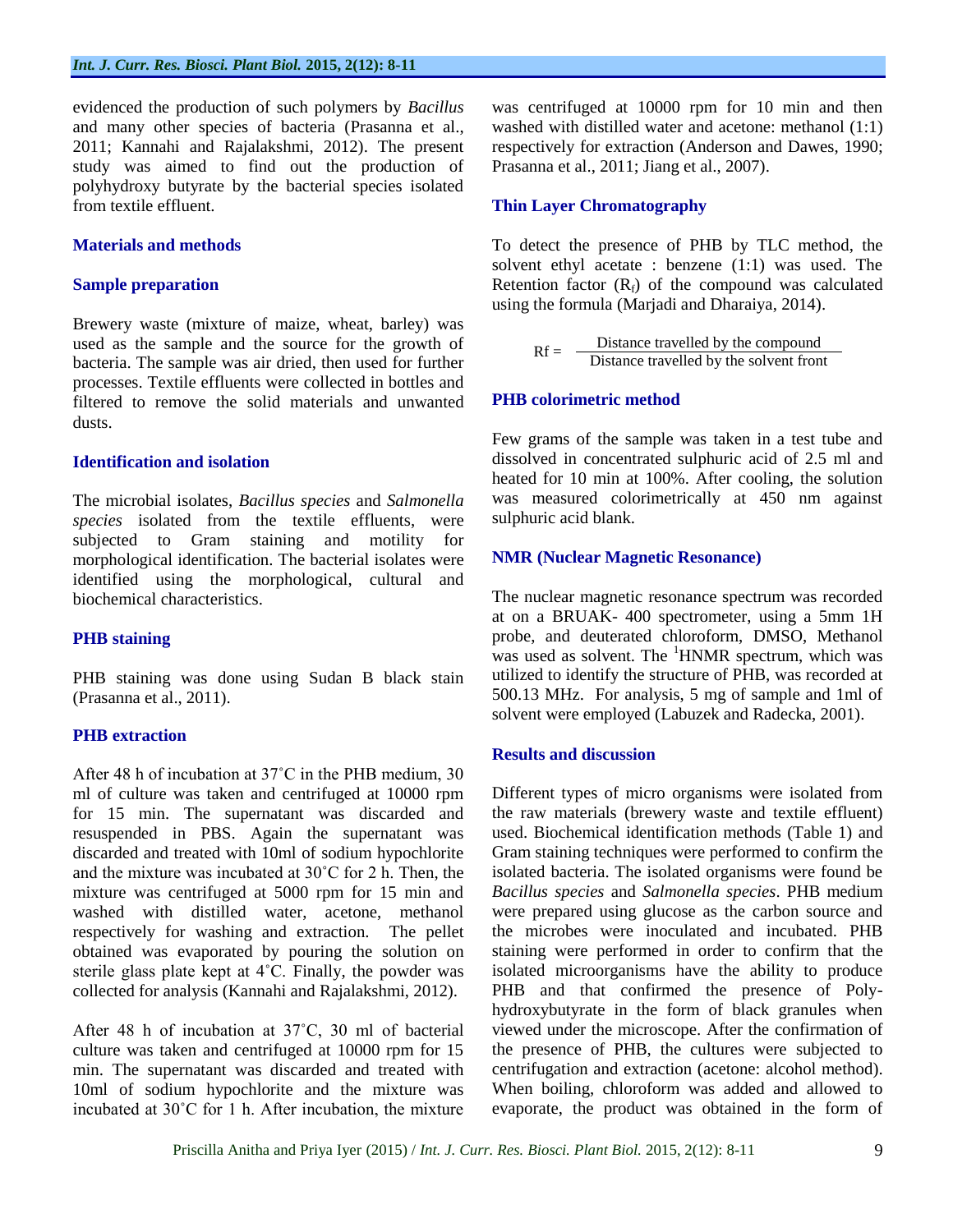evidenced the production of such polymers by *Bacillus* and many other species of bacteria (Prasanna et al., 2011; Kannahi and Rajalakshmi, 2012). The present study was aimed to find out the production of polyhydroxy butyrate by the bacterial species isolated from textile effluent.

## Materials and methods

### Sample preparation

Brewery waste (mixture of maize, wheat, barley) was used as the sample and the source for the growth of bacteria. The sample was air dried, then used for further processes. Textile effluents were collected in bottles and filtered to remove the solid materials and unwanted dusts.

### Identification and isolation

The microbial isolates, *Bacillus species* and *Salmonella species* isolated from the textile effluents, were subjected to Gram staining and motility for morphological identification. The bacterial isolates were identified using the morphological, cultural and biochemical characteristics.

### PHB staining

PHB staining was done using Sudan B black stain (Prasanna et al., 2011).

### PHB extraction

After 48 h of incubation at 37˚C in the PHB medium, 30 ml of culture was taken and centrifuged at 10000 rpm for 15 min. The supernatant was discarded and resuspended in PBS. Again the supernatant was discarded and treated with 10ml of sodium hypochlorite and the mixture was incubated at 30˚C for 2 h. Then, the mixture was centrifuged at 5000 rpm for 15 min and washed with distilled water, acetone, methanol respectively for washing and extraction. The pellet obtained was evaporated by pouring the solution on sterile glass plate kept at 4˚C. Finally, the powder was collected for analysis (Kannahi and Rajalakshmi, 2012).

After 48 h of incubation at 37˚C, 30 ml of bacterial culture was taken and centrifuged at 10000 rpm for 15 min. The supernatant was discarded and treated with 10ml of sodium hypochlorite and the mixture was incubated at 30˚C for 1 h. After incubation, the mixture was centrifuged at 10000 rpm for 10 min and then washed with distilled water and acetone: methanol (1:1) respectively for extraction (Anderson and Dawes, 1990; Prasanna et al., 2011; Jiang et al., 2007).

### Thin Layer Chromatography

To detect the presence of PHB by TLC method, the solvent ethyl acetate : benzene (1:1) was used. The Retention factor ($R_f$) of the compound was calculated using the formula (Marjadi and Dharaiya, 2014).

$$Rf = \frac{\text{Distance travelled by the compound}}{\text{Distance travelled by the solvent front}}$$

### PHB colorimetric method

Few grams of the sample was taken in a test tube and dissolved in concentrated sulphuric acid of 2.5 ml and heated for 10 min at 100%. After cooling, the solution was measured colorimetrically at 450 nm against sulphuric acid blank.

### NMR (Nuclear Magnetic Resonance)

The nuclear magnetic resonance spectrum was recorded at on a BRUAK- 400 spectrometer, using a 5mm 1H probe, and deuterated chloroform, DMSO, Methanol was used as solvent. The $^1$HNMR spectrum, which was utilized to identify the structure of PHB, was recorded at 500.13 MHz. For analysis, 5 mg of sample and 1ml of solvent were employed (Labuzek and Radecka, 2001).

## Results and discussion

Different types of micro organisms were isolated from the raw materials (brewery waste and textile effluent) used. Biochemical identification methods (Table 1) and Gram staining techniques were performed to confirm the isolated bacteria. The isolated organisms were found be *Bacillus species* and *Salmonella species*. PHB medium were prepared using glucose as the carbon source and the microbes were inoculated and incubated. PHB staining were performed in order to confirm that the isolated microorganisms have the ability to produce PHB and that confirmed the presence of Poly-hydroxybutyrate in the form of black granules when viewed under the microscope. After the confirmation of the presence of PHB, the cultures were subjected to centrifugation and extraction (acetone: alcohol method). When boiling, chloroform was added and allowed to evaporate, the product was obtained in the form of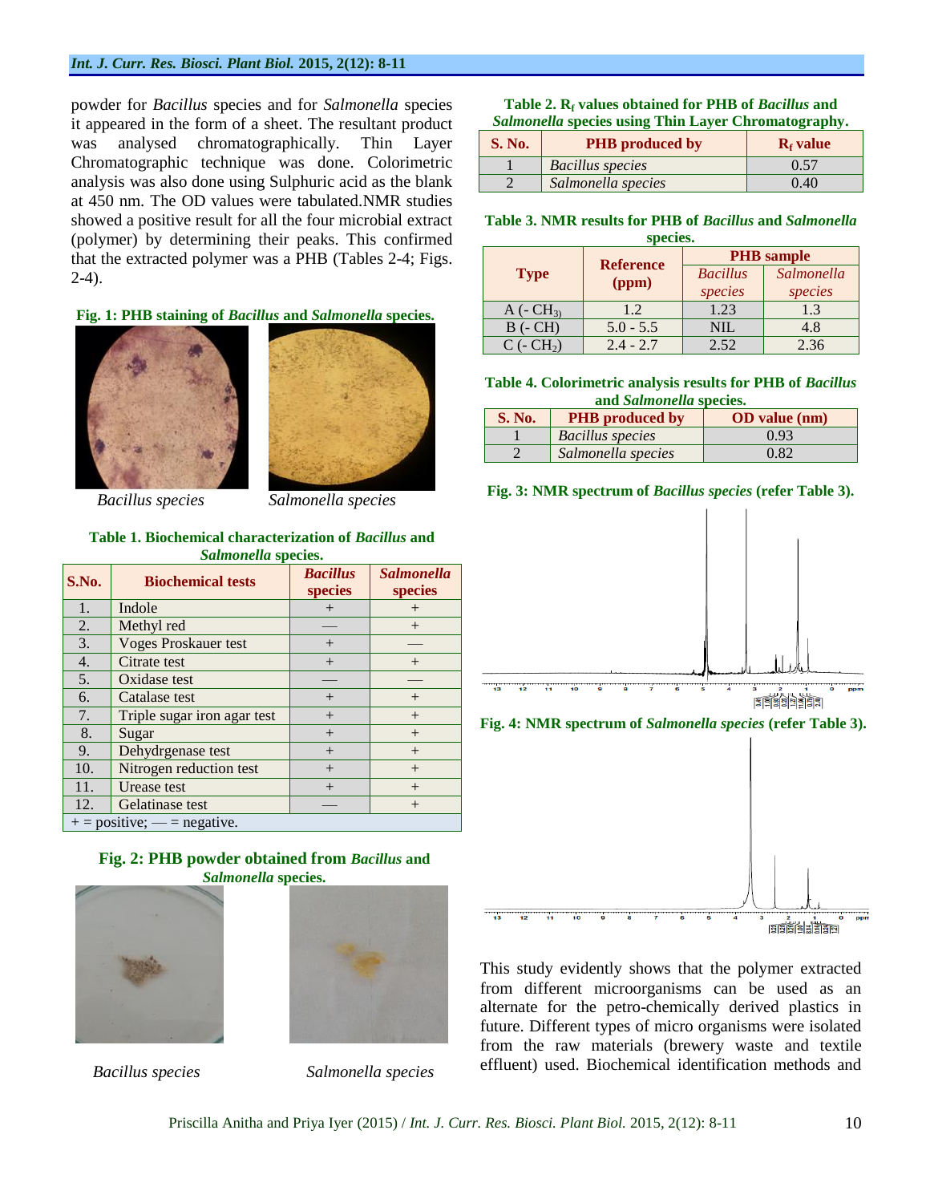powder for *Bacillus* species and for *Salmonella* species it appeared in the form of a sheet. The resultant product was analysed chromatographically. Thin Layer Chromatographic technique was done. Colorimetric analysis was also done using Sulphuric acid as the blank at 450 nm. The OD values were tabulated.NMR studies showed a positive result for all the four microbial extract (polymer) by determining their peaks. This confirmed that the extracted polymer was a PHB (Tables 2-4; Figs. 2-4).

**Fig. 1: PHB staining of *Bacillus* and *Salmonella* species.**

*Bacillus species* *Salmonella species*

**Table 1. Biochemical characterization of *Bacillus* and *Salmonella* species.**

| S.No. | Biochemical tests | *Bacillus* species | *Salmonella* species |
|---|---|---|---|
| 1. | Indole | + | + |
| 2. | Methyl red | — | + |
| 3. | Voges Proskauer test | + | — |
| 4. | Citrate test | + | + |
| 5. | Oxidase test | — | — |
| 6. | Catalase test | + | + |
| 7. | Triple sugar iron agar test | + | + |
| 8. | Sugar | + | + |
| 9. | Dehydrgenase test | + | + |
| 10. | Nitrogen reduction test | + | + |
| 11. | Urease test | + | + |
| 12. | Gelatinase test | — | + |

+ = positive; — = negative.

**Fig. 2: PHB powder obtained from *Bacillus* and *Salmonella* species.**

*Bacillus species* *Salmonella species*

**Table 2. $R_f$ values obtained for PHB of *Bacillus* and *Salmonella* species using Thin Layer Chromatography.**

| S. No. | PHB produced by | $R_f$ value |
|---|---|---|
| 1 | *Bacillus species* | 0.57 |
| 2 | *Salmonella species* | 0.40 |

**Table 3. NMR results for PHB of *Bacillus* and *Salmonella* species.**

| Type | Reference (ppm) | PHB sample | |
|---|---|---|---|
| | | *Bacillus species* | *Salmonella species* |
| A (- $CH_3$) | 1.2 | 1.23 | 1.3 |
| B (- CH) | 5.0 - 5.5 | NIL | 4.8 |
| C (- $CH_2$) | 2.4 - 2.7 | 2.52 | 2.36 |

**Table 4. Colorimetric analysis results for PHB of *Bacillus* and *Salmonella* species.**

| S. No. | PHB produced by | OD value (nm) |
|---|---|---|
| 1 | *Bacillus species* | 0.93 |
| 2 | *Salmonella species* | 0.82 |

**Fig. 3: NMR spectrum of *Bacillus species* (refer Table 3).**

**Fig. 4: NMR spectrum of *Salmonella species* (refer Table 3).**

This study evidently shows that the polymer extracted from different microorganisms can be used as an alternate for the petro-chemically derived plastics in future. Different types of micro organisms were isolated from the raw materials (brewery waste and textile effluent) used. Biochemical identification methods and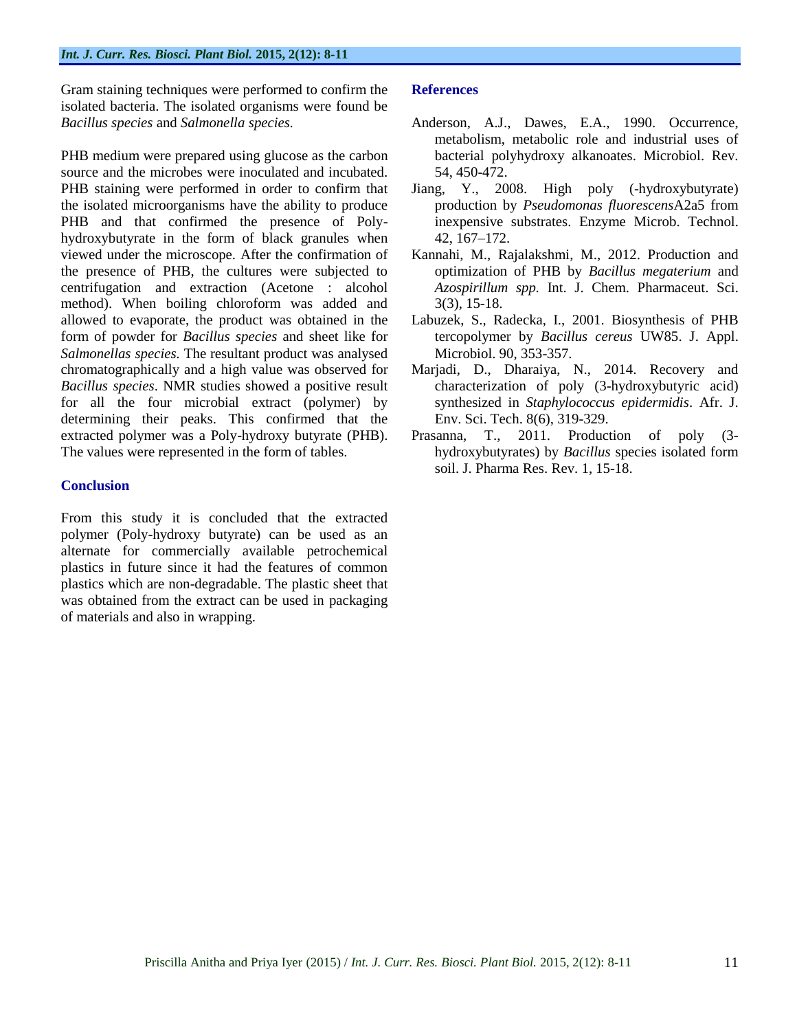Gram staining techniques were performed to confirm the isolated bacteria. The isolated organisms were found be *Bacillus species* and *Salmonella species.*

PHB medium were prepared using glucose as the carbon source and the microbes were inoculated and incubated. PHB staining were performed in order to confirm that the isolated microorganisms have the ability to produce PHB and that confirmed the presence of Poly-hydroxybutyrate in the form of black granules when viewed under the microscope. After the confirmation of the presence of PHB, the cultures were subjected to centrifugation and extraction (Acetone : alcohol method). When boiling chloroform was added and allowed to evaporate, the product was obtained in the form of powder for *Bacillus species* and sheet like for *Salmonellas species.* The resultant product was analysed chromatographically and a high value was observed for *Bacillus species*. NMR studies showed a positive result for all the four microbial extract (polymer) by determining their peaks. This confirmed that the extracted polymer was a Poly-hydroxy butyrate (PHB). The values were represented in the form of tables.

## Conclusion

From this study it is concluded that the extracted polymer (Poly-hydroxy butyrate) can be used as an alternate for commercially available petrochemical plastics in future since it had the features of common plastics which are non-degradable. The plastic sheet that was obtained from the extract can be used in packaging of materials and also in wrapping.

## References

Anderson, A.J., Dawes, E.A., 1990. Occurrence, metabolism, metabolic role and industrial uses of bacterial polyhydroxy alkanoates. Microbiol. Rev. 54, 450-472.

Jiang, Y., 2008. High poly (-hydroxybutyrate) production by *Pseudomonas fluorescens*A2a5 from inexpensive substrates. Enzyme Microb. Technol. 42, 167–172.

Kannahi, M., Rajalakshmi, M., 2012. Production and optimization of PHB by *Bacillus megaterium* and *Azospirillum spp.* Int. J. Chem. Pharmaceut. Sci. 3(3), 15-18.

Labuzek, S., Radecka, I., 2001. Biosynthesis of PHB tercopolymer by *Bacillus cereus* UW85. J. Appl. Microbiol. 90, 353-357.

Marjadi, D., Dharaiya, N., 2014. Recovery and characterization of poly (3-hydroxybutyric acid) synthesized in *Staphylococcus epidermidis*. Afr. J. Env. Sci. Tech. 8(6), 319-329.

Prasanna, T., 2011. Production of poly (3-hydroxybutyrates) by *Bacillus* species isolated form soil. J. Pharma Res. Rev. 1, 15-18.